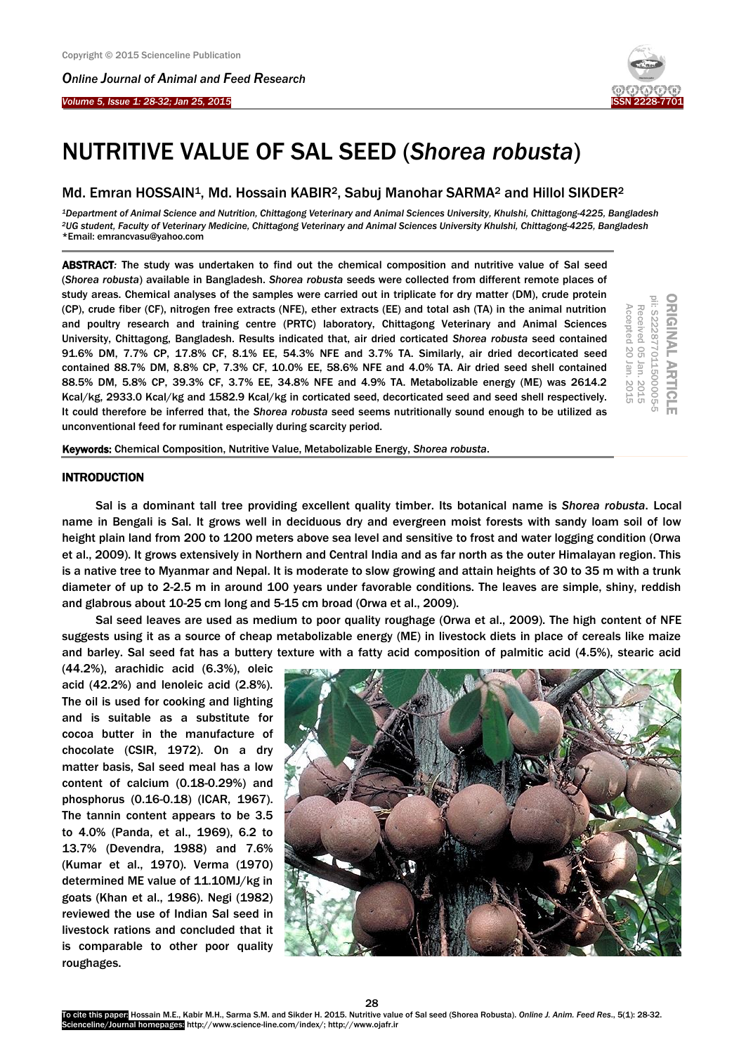# NUTRITIVE VALUE OF SAL SEED (*Shorea robusta*)

Md. Emran HOSSAIN[1], Md. Hossain KABIR[2], Sabuj Manohar SARMA[2] and Hillol SIKDER[2]

[1]*Department of Animal Science and Nutrition, Chittagong Veterinary and Animal Sciences University, Khulshi, Chittagong-4225, Bangladesh*
[2]*UG student, Faculty of Veterinary Medicine, Chittagong Veterinary and Animal Sciences University Khulshi, Chittagong-4225, Bangladesh*
*Email: emrancvasu@yahoo.com

**ORIGINAL ARTICLE**
pii: S222877011500005-5
Received 05 Jan. 2015
Accepted 20 Jan. 2015

**ABSTRACT**: The study was undertaken to find out the chemical composition and nutritive value of Sal seed (*Shorea robusta*) available in Bangladesh. *Shorea robusta* seeds were collected from different remote places of study areas. Chemical analyses of the samples were carried out in triplicate for dry matter (DM), crude protein (CP), crude fiber (CF), nitrogen free extracts (NFE), ether extracts (EE) and total ash (TA) in the animal nutrition and poultry research and training centre (PRTC) laboratory, Chittagong Veterinary and Animal Sciences University, Chittagong, Bangladesh. Results indicated that, air dried corticated *Shorea robusta* seed contained 91.6% DM, 7.7% CP, 17.8% CF, 8.1% EE, 54.3% NFE and 3.7% TA. Similarly, air dried decorticated seed contained 88.7% DM, 8.8% CP, 7.3% CF, 10.0% EE, 58.6% NFE and 4.0% TA. Air dried seed shell contained 88.5% DM, 5.8% CP, 39.3% CF, 3.7% EE, 34.8% NFE and 4.9% TA. Metabolizable energy (ME) was 2614.2 Kcal/kg, 2933.0 Kcal/kg and 1582.9 Kcal/kg in corticated seed, decorticated seed and seed shell respectively. It could therefore be inferred that, the *Shorea robusta* seed seems nutritionally sound enough to be utilized as unconventional feed for ruminant especially during scarcity period.

**Keywords:** Chemical Composition, Nutritive Value, Metabolizable Energy, *Shorea robusta*.

## INTRODUCTION

Sal is a dominant tall tree providing excellent quality timber. Its botanical name is *Shorea robusta*. Local name in Bengali is Sal. It grows well in deciduous dry and evergreen moist forests with sandy loam soil of low height plain land from 200 to 1200 meters above sea level and sensitive to frost and water logging condition (Orwa et al., 2009). It grows extensively in Northern and Central India and as far north as the outer Himalayan region. This is a native tree to Myanmar and Nepal. It is moderate to slow growing and attain heights of 30 to 35 m with a trunk diameter of up to 2-2.5 m in around 100 years under favorable conditions. The leaves are simple, shiny, reddish and glabrous about 10-25 cm long and 5-15 cm broad (Orwa et al., 2009).

Sal seed leaves are used as medium to poor quality roughage (Orwa et al., 2009). The high content of NFE suggests using it as a source of cheap metabolizable energy (ME) in livestock diets in place of cereals like maize and barley. Sal seed fat has a buttery texture with a fatty acid composition of palmitic acid (4.5%), stearic acid (44.2%), arachidic acid (6.3%), oleic acid (42.2%) and lenoleic acid (2.8%). The oil is used for cooking and lighting and is suitable as a substitute for cocoa butter in the manufacture of chocolate (CSIR, 1972). On a dry matter basis, Sal seed meal has a low content of calcium (0.18-0.29%) and phosphorus (0.16-0.18) (ICAR, 1967). The tannin content appears to be 3.5 to 4.0% (Panda, et al., 1969), 6.2 to 13.7% (Devendra, 1988) and 7.6% (Kumar et al., 1970). Verma (1970) determined ME value of 11.10MJ/kg in goats (Khan et al., 1986). Negi (1982) reviewed the use of Indian Sal seed in livestock rations and concluded that it is comparable to other poor quality roughages.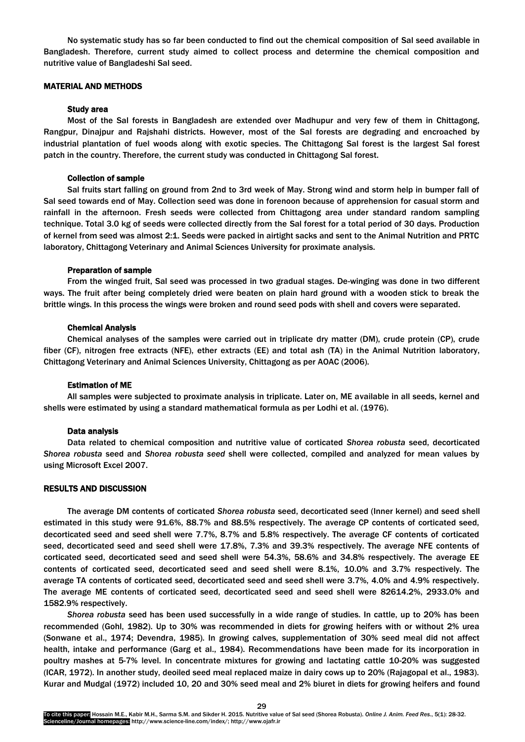No systematic study has so far been conducted to find out the chemical composition of Sal seed available in Bangladesh. Therefore, current study aimed to collect process and determine the chemical composition and nutritive value of Bangladeshi Sal seed.

## MATERIAL AND METHODS

### Study area

Most of the Sal forests in Bangladesh are extended over Madhupur and very few of them in Chittagong, Rangpur, Dinajpur and Rajshahi districts. However, most of the Sal forests are degrading and encroached by industrial plantation of fuel woods along with exotic species. The Chittagong Sal forest is the largest Sal forest patch in the country. Therefore, the current study was conducted in Chittagong Sal forest.

### Collection of sample

Sal fruits start falling on ground from 2nd to 3rd week of May. Strong wind and storm help in bumper fall of Sal seed towards end of May. Collection seed was done in forenoon because of apprehension for casual storm and rainfall in the afternoon. Fresh seeds were collected from Chittagong area under standard random sampling technique. Total 3.0 kg of seeds were collected directly from the Sal forest for a total period of 30 days. Production of kernel from seed was almost 2:1. Seeds were packed in airtight sacks and sent to the Animal Nutrition and PRTC laboratory, Chittagong Veterinary and Animal Sciences University for proximate analysis.

### Preparation of sample

From the winged fruit, Sal seed was processed in two gradual stages. De-winging was done in two different ways. The fruit after being completely dried were beaten on plain hard ground with a wooden stick to break the brittle wings. In this process the wings were broken and round seed pods with shell and covers were separated.

### Chemical Analysis

Chemical analyses of the samples were carried out in triplicate dry matter (DM), crude protein (CP), crude fiber (CF), nitrogen free extracts (NFE), ether extracts (EE) and total ash (TA) in the Animal Nutrition laboratory, Chittagong Veterinary and Animal Sciences University, Chittagong as per AOAC (2006).

### Estimation of ME

All samples were subjected to proximate analysis in triplicate. Later on, ME available in all seeds, kernel and shells were estimated by using a standard mathematical formula as per Lodhi et al. (1976).

### Data analysis

Data related to chemical composition and nutritive value of corticated *Shorea robusta* seed, decorticated *Shorea robusta* seed and *Shorea robusta seed* shell were collected, compiled and analyzed for mean values by using Microsoft Excel 2007.

## RESULTS AND DISCUSSION

The average DM contents of corticated *Shorea robusta* seed, decorticated seed (Inner kernel) and seed shell estimated in this study were 91.6%, 88.7% and 88.5% respectively. The average CP contents of corticated seed, decorticated seed and seed shell were 7.7%, 8.7% and 5.8% respectively. The average CF contents of corticated seed, decorticated seed and seed shell were 17.8%, 7.3% and 39.3% respectively. The average NFE contents of corticated seed, decorticated seed and seed shell were 54.3%, 58.6% and 34.8% respectively. The average EE contents of corticated seed, decorticated seed and seed shell were 8.1%, 10.0% and 3.7% respectively. The average TA contents of corticated seed, decorticated seed and seed shell were 3.7%, 4.0% and 4.9% respectively. The average ME contents of corticated seed, decorticated seed and seed shell were 82614.2%, 2933.0% and 1582.9% respectively.

*Shorea robusta* seed has been used successfully in a wide range of studies. In cattle, up to 20% has been recommended (Gohl, 1982). Up to 30% was recommended in diets for growing heifers with or without 2% urea (Sonwane et al., 1974; Devendra, 1985). In growing calves, supplementation of 30% seed meal did not affect health, intake and performance (Garg et al., 1984). Recommendations have been made for its incorporation in poultry mashes at 5-7% level. In concentrate mixtures for growing and lactating cattle 10-20% was suggested (ICAR, 1972). In another study, deoiled seed meal replaced maize in dairy cows up to 20% (Rajagopal et al., 1983). Kurar and Mudgal (1972) included 10, 20 and 30% seed meal and 2% biuret in diets for growing heifers and found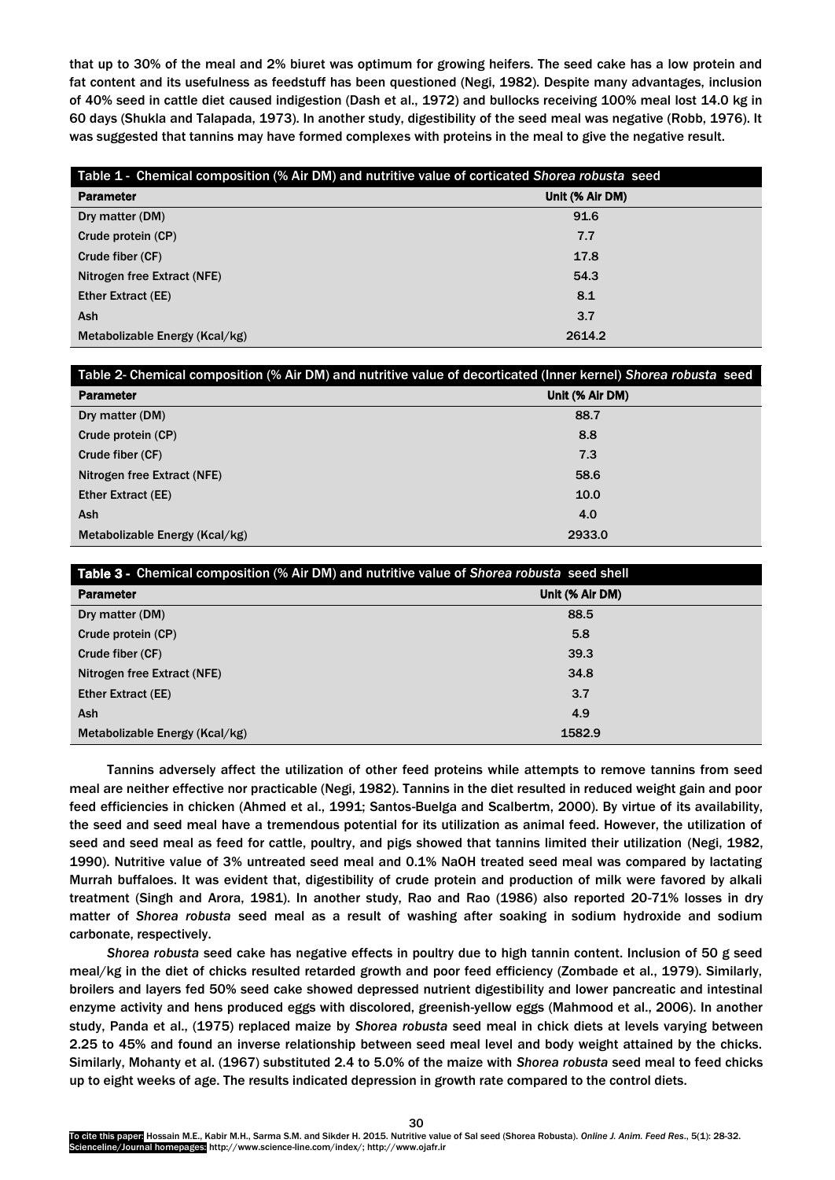that up to 30% of the meal and 2% biuret was optimum for growing heifers. The seed cake has a low protein and fat content and its usefulness as feedstuff has been questioned (Negi, 1982). Despite many advantages, inclusion of 40% seed in cattle diet caused indigestion (Dash et al., 1972) and bullocks receiving 100% meal lost 14.0 kg in 60 days (Shukla and Talapada, 1973). In another study, digestibility of the seed meal was negative (Robb, 1976). It was suggested that tannins may have formed complexes with proteins in the meal to give the negative result.

**Table 1 - Chemical composition (% Air DM) and nutritive value of corticated *Shorea robusta* seed**

| Parameter | Unit (% Air DM) |
| --- | --- |
| Dry matter (DM) | 91.6 |
| Crude protein (CP) | 7.7 |
| Crude fiber (CF) | 17.8 |
| Nitrogen free Extract (NFE) | 54.3 |
| Ether Extract (EE) | 8.1 |
| Ash | 3.7 |
| Metabolizable Energy (Kcal/kg) | 2614.2 |

**Table 2- Chemical composition (% Air DM) and nutritive value of decorticated (Inner kernel) *Shorea robusta* seed**

| Parameter | Unit (% Air DM) |
| --- | --- |
| Dry matter (DM) | 88.7 |
| Crude protein (CP) | 8.8 |
| Crude fiber (CF) | 7.3 |
| Nitrogen free Extract (NFE) | 58.6 |
| Ether Extract (EE) | 10.0 |
| Ash | 4.0 |
| Metabolizable Energy (Kcal/kg) | 2933.0 |

**Table 3 - Chemical composition (% Air DM) and nutritive value of *Shorea robusta* seed shell**

| Parameter | Unit (% Air DM) |
| --- | --- |
| Dry matter (DM) | 88.5 |
| Crude protein (CP) | 5.8 |
| Crude fiber (CF) | 39.3 |
| Nitrogen free Extract (NFE) | 34.8 |
| Ether Extract (EE) | 3.7 |
| Ash | 4.9 |
| Metabolizable Energy (Kcal/kg) | 1582.9 |

Tannins adversely affect the utilization of other feed proteins while attempts to remove tannins from seed meal are neither effective nor practicable (Negi, 1982). Tannins in the diet resulted in reduced weight gain and poor feed efficiencies in chicken (Ahmed et al., 1991; Santos-Buelga and Scalbertm, 2000). By virtue of its availability, the seed and seed meal have a tremendous potential for its utilization as animal feed. However, the utilization of seed and seed meal as feed for cattle, poultry, and pigs showed that tannins limited their utilization (Negi, 1982, 1990). Nutritive value of 3% untreated seed meal and 0.1% NaOH treated seed meal was compared by lactating Murrah buffaloes. It was evident that, digestibility of crude protein and production of milk were favored by alkali treatment (Singh and Arora, 1981). In another study, Rao and Rao (1986) also reported 20-71% losses in dry matter of *Shorea robusta* seed meal as a result of washing after soaking in sodium hydroxide and sodium carbonate, respectively.

*Shorea robusta* seed cake has negative effects in poultry due to high tannin content. Inclusion of 50 g seed meal/kg in the diet of chicks resulted retarded growth and poor feed efficiency (Zombade et al., 1979). Similarly, broilers and layers fed 50% seed cake showed depressed nutrient digestibility and lower pancreatic and intestinal enzyme activity and hens produced eggs with discolored, greenish-yellow eggs (Mahmood et al., 2006). In another study, Panda et al., (1975) replaced maize by *Shorea robusta* seed meal in chick diets at levels varying between 2.25 to 45% and found an inverse relationship between seed meal level and body weight attained by the chicks. Similarly, Mohanty et al. (1967) substituted 2.4 to 5.0% of the maize with *Shorea robusta* seed meal to feed chicks up to eight weeks of age. The results indicated depression in growth rate compared to the control diets.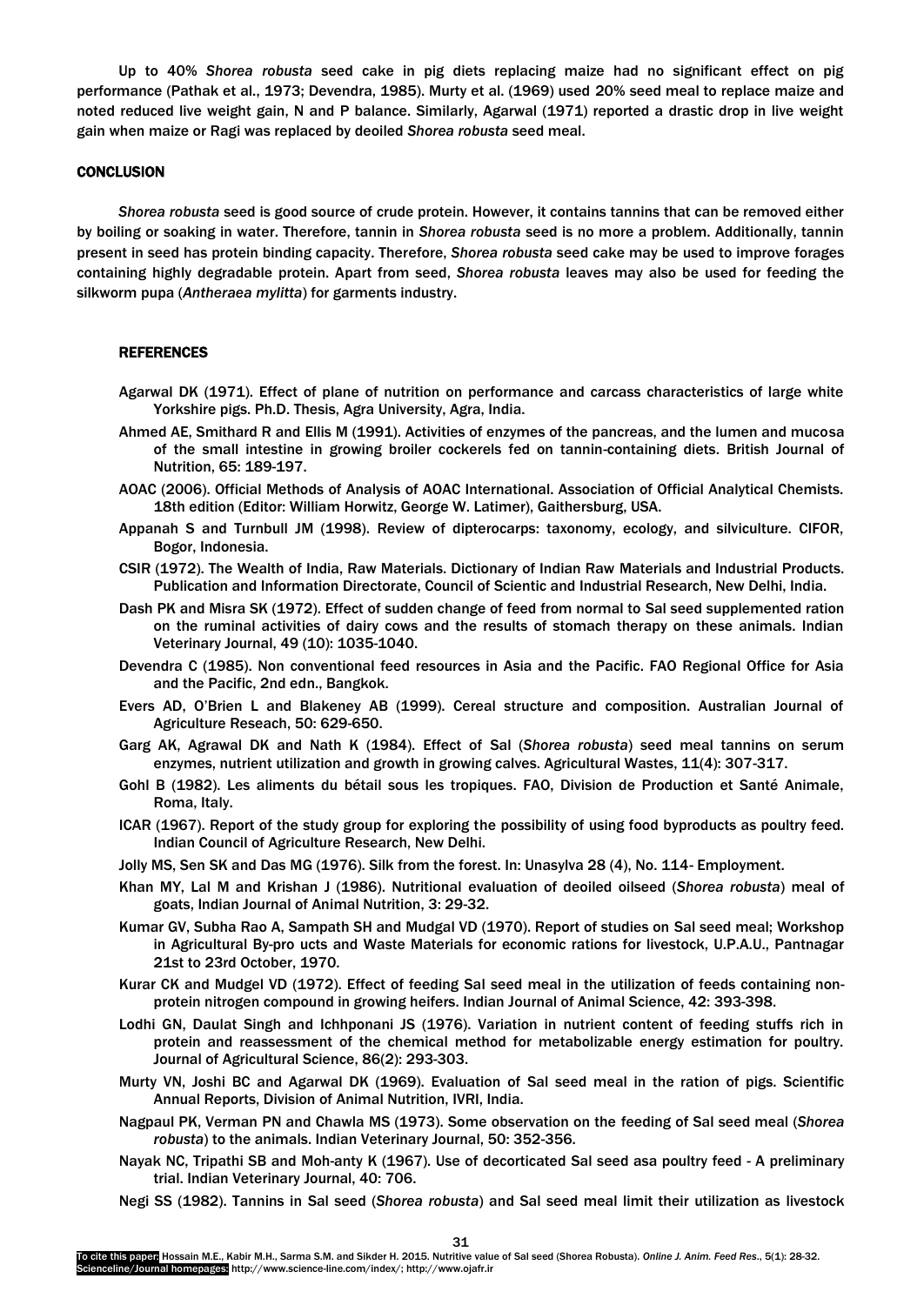Up to 40% *Shorea robusta* seed cake in pig diets replacing maize had no significant effect on pig performance (Pathak et al., 1973; Devendra, 1985). Murty et al. (1969) used 20% seed meal to replace maize and noted reduced live weight gain, N and P balance. Similarly, Agarwal (1971) reported a drastic drop in live weight gain when maize or Ragi was replaced by deoiled *Shorea robusta* seed meal.

## CONCLUSION

*Shorea robusta* seed is good source of crude protein. However, it contains tannins that can be removed either by boiling or soaking in water. Therefore, tannin in *Shorea robusta* seed is no more a problem. Additionally, tannin present in seed has protein binding capacity. Therefore, *Shorea robusta* seed cake may be used to improve forages containing highly degradable protein. Apart from seed, *Shorea robusta* leaves may also be used for feeding the silkworm pupa (*Antheraea mylitta*) for garments industry.

## REFERENCES

Agarwal DK (1971). Effect of plane of nutrition on performance and carcass characteristics of large white Yorkshire pigs. Ph.D. Thesis, Agra University, Agra, India.

Ahmed AE, Smithard R and Ellis M (1991). Activities of enzymes of the pancreas, and the lumen and mucosa of the small intestine in growing broiler cockerels fed on tannin-containing diets. British Journal of Nutrition, 65: 189-197.

AOAC (2006). Official Methods of Analysis of AOAC International. Association of Official Analytical Chemists. 18th edition (Editor: William Horwitz, George W. Latimer), Gaithersburg, USA.

Appanah S and Turnbull JM (1998). Review of dipterocarps: taxonomy, ecology, and silviculture. CIFOR, Bogor, Indonesia.

CSIR (1972). The Wealth of India, Raw Materials. Dictionary of Indian Raw Materials and Industrial Products. Publication and Information Directorate, Council of Scientic and Industrial Research, New Delhi, India.

Dash PK and Misra SK (1972). Effect of sudden change of feed from normal to Sal seed supplemented ration on the ruminal activities of dairy cows and the results of stomach therapy on these animals. Indian Veterinary Journal, 49 (10): 1035-1040.

Devendra C (1985). Non conventional feed resources in Asia and the Pacific. FAO Regional Office for Asia and the Pacific, 2nd edn., Bangkok.

Evers AD, O'Brien L and Blakeney AB (1999). Cereal structure and composition. Australian Journal of Agriculture Reseach, 50: 629-650.

Garg AK, Agrawal DK and Nath K (1984). Effect of Sal (*Shorea robusta*) seed meal tannins on serum enzymes, nutrient utilization and growth in growing calves. Agricultural Wastes, 11(4): 307-317.

Gohl B (1982). Les aliments du bétail sous les tropiques. FAO, Division de Production et Santé Animale, Roma, Italy.

ICAR (1967). Report of the study group for exploring the possibility of using food byproducts as poultry feed. Indian Council of Agriculture Research, New Delhi.

Jolly MS, Sen SK and Das MG (1976). Silk from the forest. In: Unasylva 28 (4), No. 114- Employment.

Khan MY, Lal M and Krishan J (1986). Nutritional evaluation of deoiled oilseed (*Shorea robusta*) meal of goats, Indian Journal of Animal Nutrition, 3: 29-32.

Kumar GV, Subha Rao A, Sampath SH and Mudgal VD (1970). Report of studies on Sal seed meal; Workshop in Agricultural By-pro ucts and Waste Materials for economic rations for livestock, U.P.A.U., Pantnagar 21st to 23rd October, 1970.

Kurar CK and Mudgel VD (1972). Effect of feeding Sal seed meal in the utilization of feeds containing non-protein nitrogen compound in growing heifers. Indian Journal of Animal Science, 42: 393-398.

Lodhi GN, Daulat Singh and Ichhponani JS (1976). Variation in nutrient content of feeding stuffs rich in protein and reassessment of the chemical method for metabolizable energy estimation for poultry. Journal of Agricultural Science, 86(2): 293-303.

Murty VN, Joshi BC and Agarwal DK (1969). Evaluation of Sal seed meal in the ration of pigs. Scientific Annual Reports, Division of Animal Nutrition, IVRI, India.

Nagpaul PK, Verman PN and Chawla MS (1973). Some observation on the feeding of Sal seed meal (*Shorea robusta*) to the animals. Indian Veterinary Journal, 50: 352-356.

Nayak NC, Tripathi SB and Moh-anty K (1967). Use of decorticated Sal seed asa poultry feed - A preliminary trial. Indian Veterinary Journal, 40: 706.

Negi SS (1982). Tannins in Sal seed (*Shorea robusta*) and Sal seed meal limit their utilization as livestock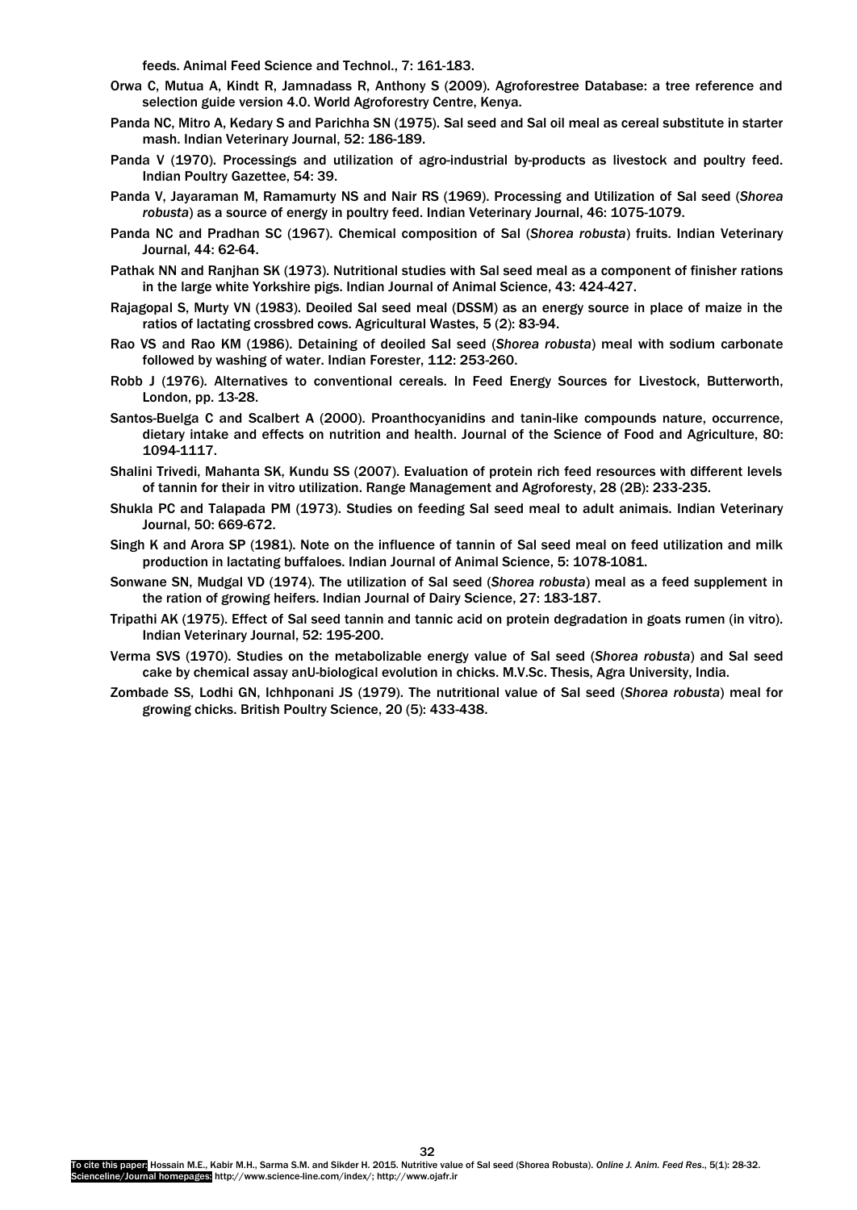feeds. Animal Feed Science and Technol., 7: 161-183.

Orwa C, Mutua A, Kindt R, Jamnadass R, Anthony S (2009). Agroforestree Database: a tree reference and selection guide version 4.0. World Agroforestry Centre, Kenya.

Panda NC, Mitro A, Kedary S and Parichha SN (1975). Sal seed and Sal oil meal as cereal substitute in starter mash. Indian Veterinary Journal, 52: 186-189.

Panda V (1970). Processings and utilization of agro-industrial by-products as livestock and poultry feed. Indian Poultry Gazettee, 54: 39.

Panda V, Jayaraman M, Ramamurty NS and Nair RS (1969). Processing and Utilization of Sal seed (*Shorea robusta*) as a source of energy in poultry feed. Indian Veterinary Journal, 46: 1075-1079.

Panda NC and Pradhan SC (1967). Chemical composition of Sal (*Shorea robusta*) fruits. Indian Veterinary Journal, 44: 62-64.

Pathak NN and Ranjhan SK (1973). Nutritional studies with Sal seed meal as a component of finisher rations in the large white Yorkshire pigs. Indian Journal of Animal Science, 43: 424-427.

Rajagopal S, Murty VN (1983). Deoiled Sal seed meal (DSSM) as an energy source in place of maize in the ratios of lactating crossbred cows. Agricultural Wastes, 5 (2): 83-94.

Rao VS and Rao KM (1986). Detaining of deoiled Sal seed (*Shorea robusta*) meal with sodium carbonate followed by washing of water. Indian Forester, 112: 253-260.

Robb J (1976). Alternatives to conventional cereals. In Feed Energy Sources for Livestock, Butterworth, London, pp. 13-28.

Santos-Buelga C and Scalbert A (2000). Proanthocyanidins and tanin-like compounds nature, occurrence, dietary intake and effects on nutrition and health. Journal of the Science of Food and Agriculture, 80: 1094-1117.

Shalini Trivedi, Mahanta SK, Kundu SS (2007). Evaluation of protein rich feed resources with different levels of tannin for their in vitro utilization. Range Management and Agroforesty, 28 (2B): 233-235.

Shukla PC and Talapada PM (1973). Studies on feeding Sal seed meal to adult animais. Indian Veterinary Journal, 50: 669-672.

Singh K and Arora SP (1981). Note on the influence of tannin of Sal seed meal on feed utilization and milk production in lactating buffaloes. Indian Journal of Animal Science, 5: 1078-1081.

Sonwane SN, Mudgal VD (1974). The utilization of Sal seed (*Shorea robusta*) meal as a feed supplement in the ration of growing heifers. Indian Journal of Dairy Science, 27: 183-187.

Tripathi AK (1975). Effect of Sal seed tannin and tannic acid on protein degradation in goats rumen (in vitro). Indian Veterinary Journal, 52: 195-200.

Verma SVS (1970). Studies on the metabolizable energy value of Sal seed (*Shorea robusta*) and Sal seed cake by chemical assay anU-biological evolution in chicks. M.V.Sc. Thesis, Agra University, India.

Zombade SS, Lodhi GN, Ichhponani JS (1979). The nutritional value of Sal seed (*Shorea robusta*) meal for growing chicks. British Poultry Science, 20 (5): 433-438.